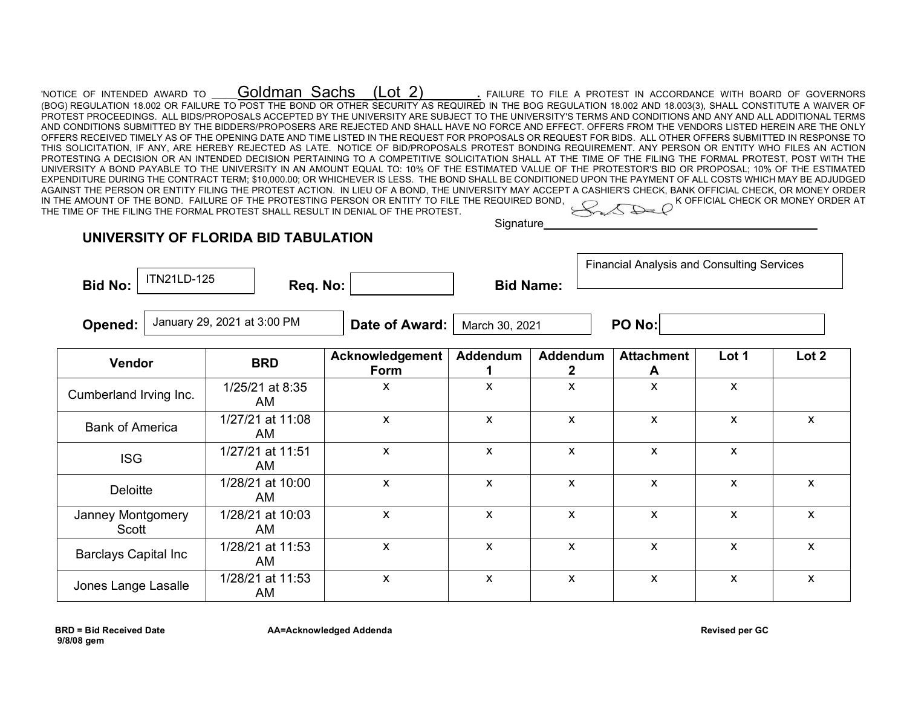'NOTICE OF INTENDED AWARD TO ____Goldman Sachs (Lot 2)______. FAILURE TO FILE A PROTEST IN ACCORDANCE WITH BOARD OF GOVERNORS (BOG) REGULATION 18.002 OR FAILURE TO POST THE BOND OR OTHER SECURITY AS REQUIRED IN THE BOG REGULATION 18.002 AND 18.003(3), SHALL CONSTITUTE A WAIVER OF PROTEST PROCEEDINGS. ALL BIDS/PROPOSALS ACCEPTED BY THE UNIVERSITY ARE SUBJECT TO THE UNIVERSITY'S TERMS AND CONDITIONS AND ANY AND ALL ADDITIONAL TERMS AND CONDITIONS SUBMITTED BY THE BIDDERS/PROPOSERS ARE REJECTED AND SHALL HAVE NO FORCE AND EFFECT. OFFERS FROM THE VENDORS LISTED HEREIN ARE THE ONLY OFFERS RECEIVED TIMELY AS OF THE OPENING DATE AND TIME LISTED IN THE REQUEST FOR PROPOSALS OR REQUEST FOR BIDS. ALL OTHER OFFERS SUBMITTED IN RESPONSE TO THIS SOLICITATION, IF ANY, ARE HEREBY REJECTED AS LATE. NOTICE OF BID/PROPOSALS PROTEST BONDING REQUIREMENT. ANY PERSON OR ENTITY WHO FILES AN ACTION PROTESTING A DECISION OR AN INTENDED DECISION PERTAINING TO A COMPETITIVE SOLICITATION SHALL AT THE TIME OF THE FILING THE FORMAL PROTEST, POST WITH THE UNIVERSITY A BOND PAYABLE TO THE UNIVERSITY IN AN AMOUNT EQUAL TO: 10% OF THE ESTIMATED VALUE OF THE PROTESTOR'S BID OR PROPOSAL; 10% OF THE ESTIMATED EXPENDITURE DURING THE CONTRACT TERM; $10,000.00; OR WHICHEVER IS LESS. THE BOND SHALL BE CONDITIONED UPON THE PAYMENT OF ALL COSTS WHICH MAY BE ADJUDGED AGAINST THE PERSON OR ENTITY FILING THE PROTEST ACTION. IN LIEU OF A BOND, THE UNIVERSITY MAY ACCEPT A CASHIER'S CHECK, BANK OFFICIAL CHECK, OR MONEY ORDER IN THE AMOUNT OF THE BOND. FAILURE OF THE PROTESTING PERSON OR ENTITY TO FILE THE REQUIRED BOND, K OFFICIAL CHECK OR MONEY ORDER AT THE TIME OF THE FILING THE FORMAL PROTEST SHALL RESULT IN DENIAL OF THE PROTEST.

Signature ______________________

## UNIVERSITY OF FLORIDA BID TABULATION

**Bid No:** ITN21LD-125 **Req. No:** **Bid Name:** Financial Analysis and Consulting Services

**Opened:** January 29, 2021 at 3:00 PM **Date of Award:** March 30, 2021 **PO No:**

| Vendor | BRD | Acknowledgement Form | Addendum 1 | Addendum 2 | Attachment A | Lot 1 | Lot 2 |
|---|---|---|---|---|---|---|---|
| Cumberland Irving Inc. | 1/25/21 at 8:35 AM | x | x | x | x | x | |
| Bank of America | 1/27/21 at 11:08 AM | x | x | x | x | x | x |
| ISG | 1/27/21 at 11:51 AM | x | x | x | x | x | |
| Deloitte | 1/28/21 at 10:00 AM | x | x | x | x | x | x |
| Janney Montgomery Scott | 1/28/21 at 10:03 AM | x | x | x | x | x | x |
| Barclays Capital Inc | 1/28/21 at 11:53 AM | x | x | x | x | x | x |
| Jones Lange Lasalle | 1/28/21 at 11:53 AM | x | x | x | x | x | x |

**BRD = Bid Received Date** **AA=Acknowledged Addenda** **Revised per GC**
**9/8/08 gem**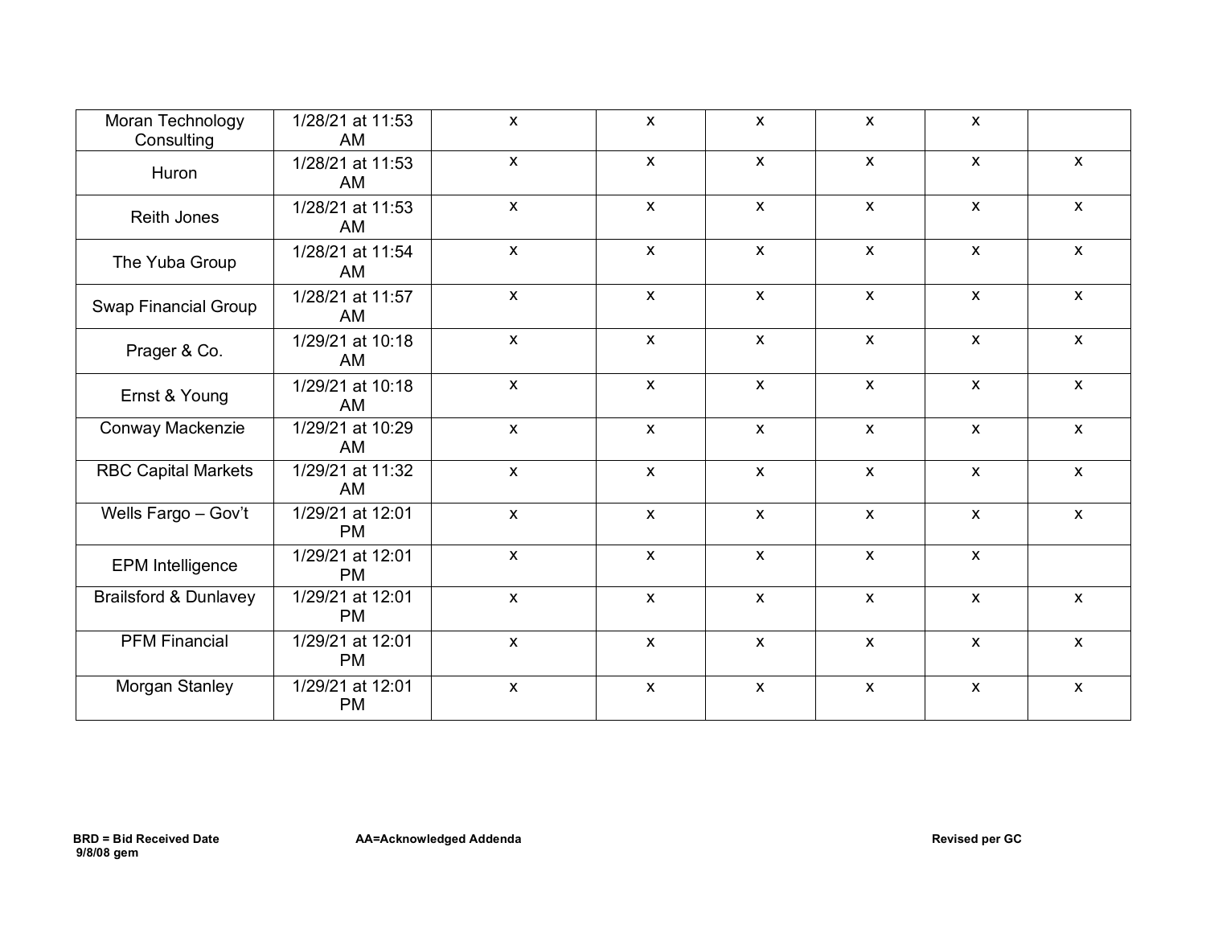| | | | | | | | |
|---|---|---|---|---|---|---|---|
| Moran Technology Consulting | 1/28/21 at 11:53 AM | x | x | x | x | x | |
| Huron | 1/28/21 at 11:53 AM | x | x | x | x | x | x |
| Reith Jones | 1/28/21 at 11:53 AM | x | x | x | x | x | x |
| The Yuba Group | 1/28/21 at 11:54 AM | x | x | x | x | x | x |
| Swap Financial Group | 1/28/21 at 11:57 AM | x | x | x | x | x | x |
| Prager & Co. | 1/29/21 at 10:18 AM | x | x | x | x | x | x |
| Ernst & Young | 1/29/21 at 10:18 AM | x | x | x | x | x | x |
| Conway Mackenzie | 1/29/21 at 10:29 AM | x | x | x | x | x | x |
| RBC Capital Markets | 1/29/21 at 11:32 AM | x | x | x | x | x | x |
| Wells Fargo – Gov't | 1/29/21 at 12:01 PM | x | x | x | x | x | x |
| EPM Intelligence | 1/29/21 at 12:01 PM | x | x | x | x | x | |
| Brailsford & Dunlavey | 1/29/21 at 12:01 PM | x | x | x | x | x | x |
| PFM Financial | 1/29/21 at 12:01 PM | x | x | x | x | x | x |
| Morgan Stanley | 1/29/21 at 12:01 PM | x | x | x | x | x | x |

**BRD = Bid Received Date** **AA=Acknowledged Addenda** **Revised per GC**
**9/8/08 gem**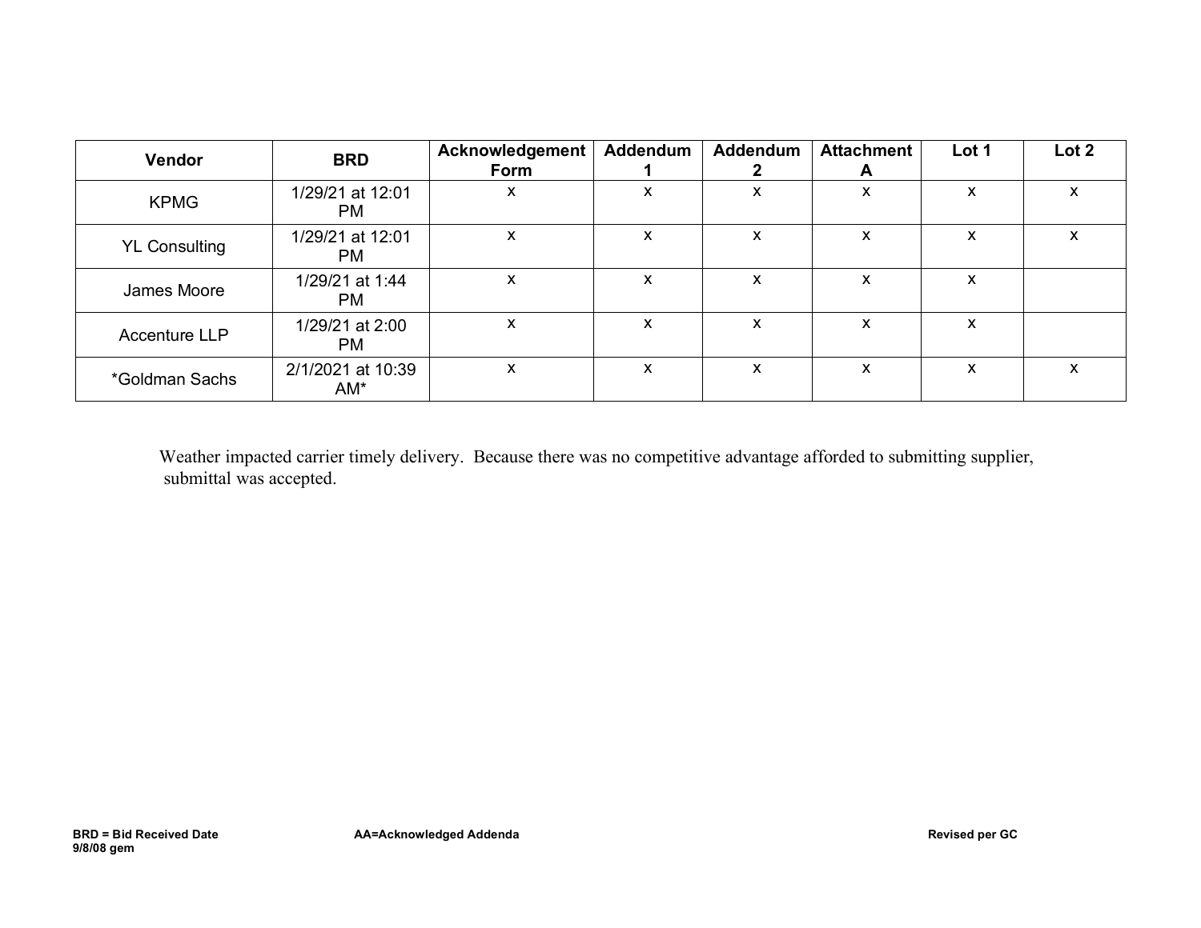| Vendor | BRD | Acknowledgement Form | Addendum 1 | Addendum 2 | Attachment A | Lot 1 | Lot 2 |
|---|---|---|---|---|---|---|---|
| KPMG | 1/29/21 at 12:01 PM | x | x | x | x | x | x |
| YL Consulting | 1/29/21 at 12:01 PM | x | x | x | x | x | x |
| James Moore | 1/29/21 at 1:44 PM | x | x | x | x | x | |
| Accenture LLP | 1/29/21 at 2:00 PM | x | x | x | x | x | |
| *Goldman Sachs | 2/1/2021 at 10:39 AM* | x | x | x | x | x | x |

Weather impacted carrier timely delivery. Because there was no competitive advantage afforded to submitting supplier, submittal was accepted.

**BRD = Bid Received Date** **AA=Acknowledged Addenda** **Revised per GC**
**9/8/08 gem**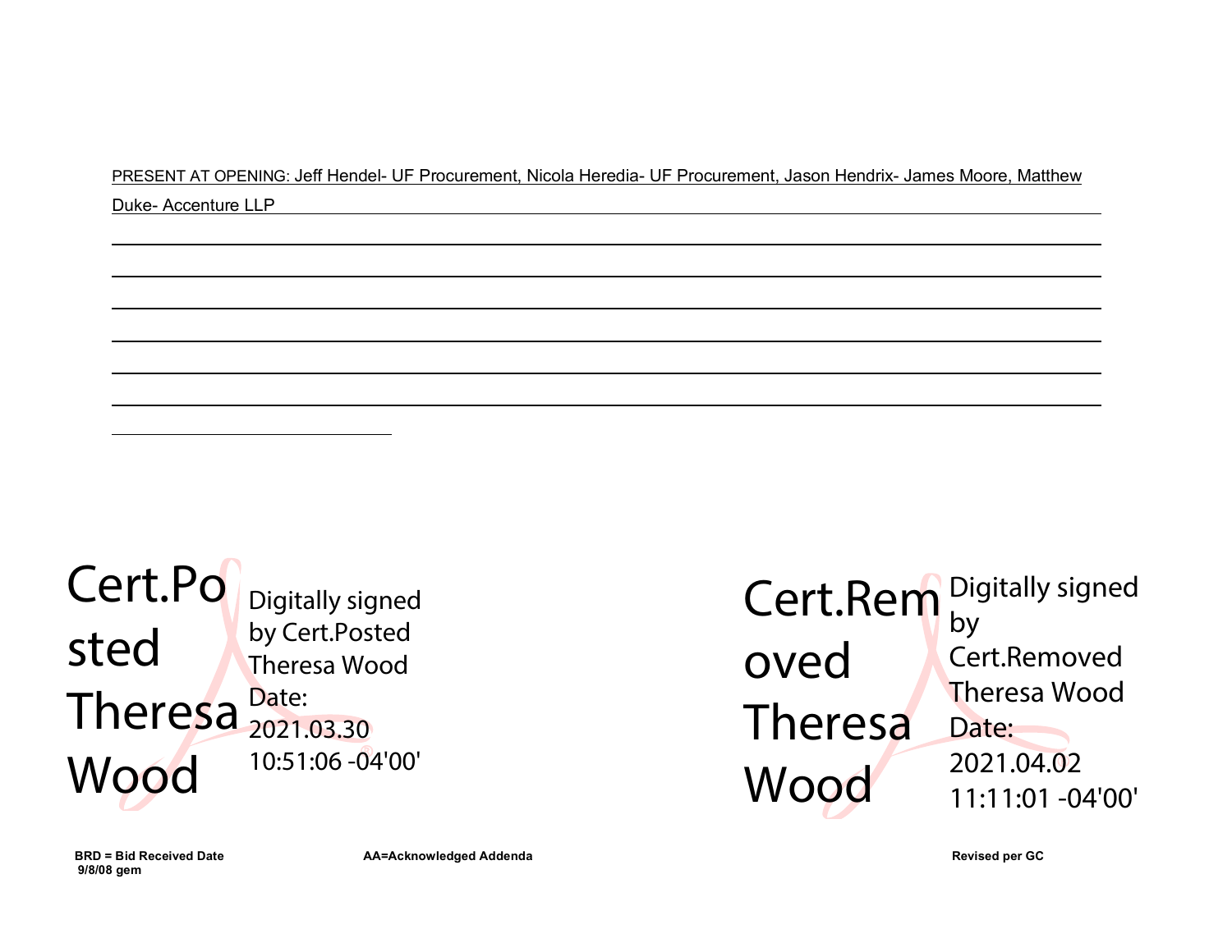PRESENT AT OPENING: Jeff Hendel- UF Procurement, Nicola Heredia- UF Procurement, Jason Hendrix- James Moore, Matthew Duke- Accenture LLP

Cert.Posted Theresa Wood

Digitally signed by Cert.Posted Theresa Wood
Date: 2021.03.30 10:51:06 -04'00'

Cert.Removed Theresa Wood

Digitally signed by Cert.Removed Theresa Wood
Date: 2021.04.02 11:11:01 -04'00'

**BRD = Bid Received Date**
**9/8/08 gem**

**AA=Acknowledged Addenda**

**Revised per GC**